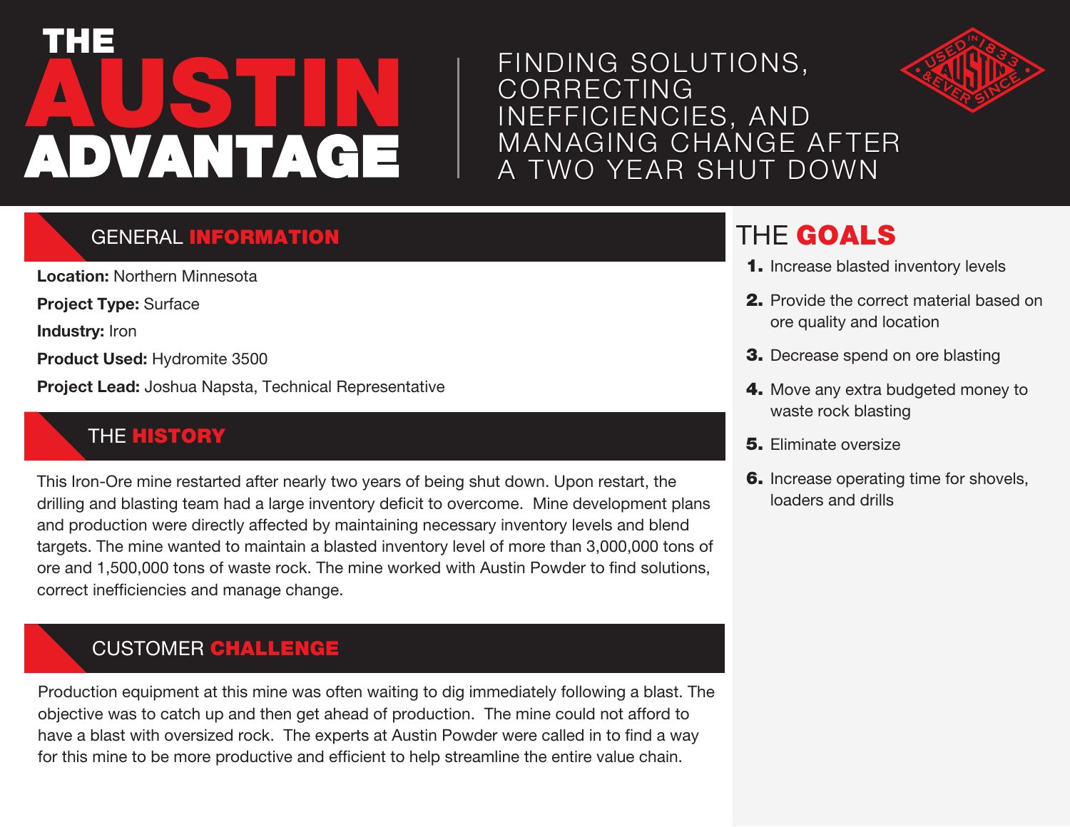# THE AUSTIN ADVANTAGE

## FINDING SOLUTIONS, CORRECTING INEFFICIENCIES, AND MANAGING CHANGE AFTER A TWO YEAR SHUT DOWN

USED IN 1833 AUSTIN & EVER SINCE

## GENERAL INFORMATION

**Location:** Northern Minnesota

**Project Type:** Surface

**Industry:** Iron

**Product Used:** Hydromite 3500

**Project Lead:** Joshua Napsta, Technical Representative

## THE HISTORY

This Iron-Ore mine restarted after nearly two years of being shut down. Upon restart, the drilling and blasting team had a large inventory deficit to overcome. Mine development plans and production were directly affected by maintaining necessary inventory levels and blend targets. The mine wanted to maintain a blasted inventory level of more than 3,000,000 tons of ore and 1,500,000 tons of waste rock. The mine worked with Austin Powder to find solutions, correct inefficiencies and manage change.

## CUSTOMER CHALLENGE

Production equipment at this mine was often waiting to dig immediately following a blast. The objective was to catch up and then get ahead of production. The mine could not afford to have a blast with oversized rock. The experts at Austin Powder were called in to find a way for this mine to be more productive and efficient to help streamline the entire value chain.

## THE GOALS

1. Increase blasted inventory levels
2. Provide the correct material based on ore quality and location
3. Decrease spend on ore blasting
4. Move any extra budgeted money to waste rock blasting
5. Eliminate oversize
6. Increase operating time for shovels, loaders and drills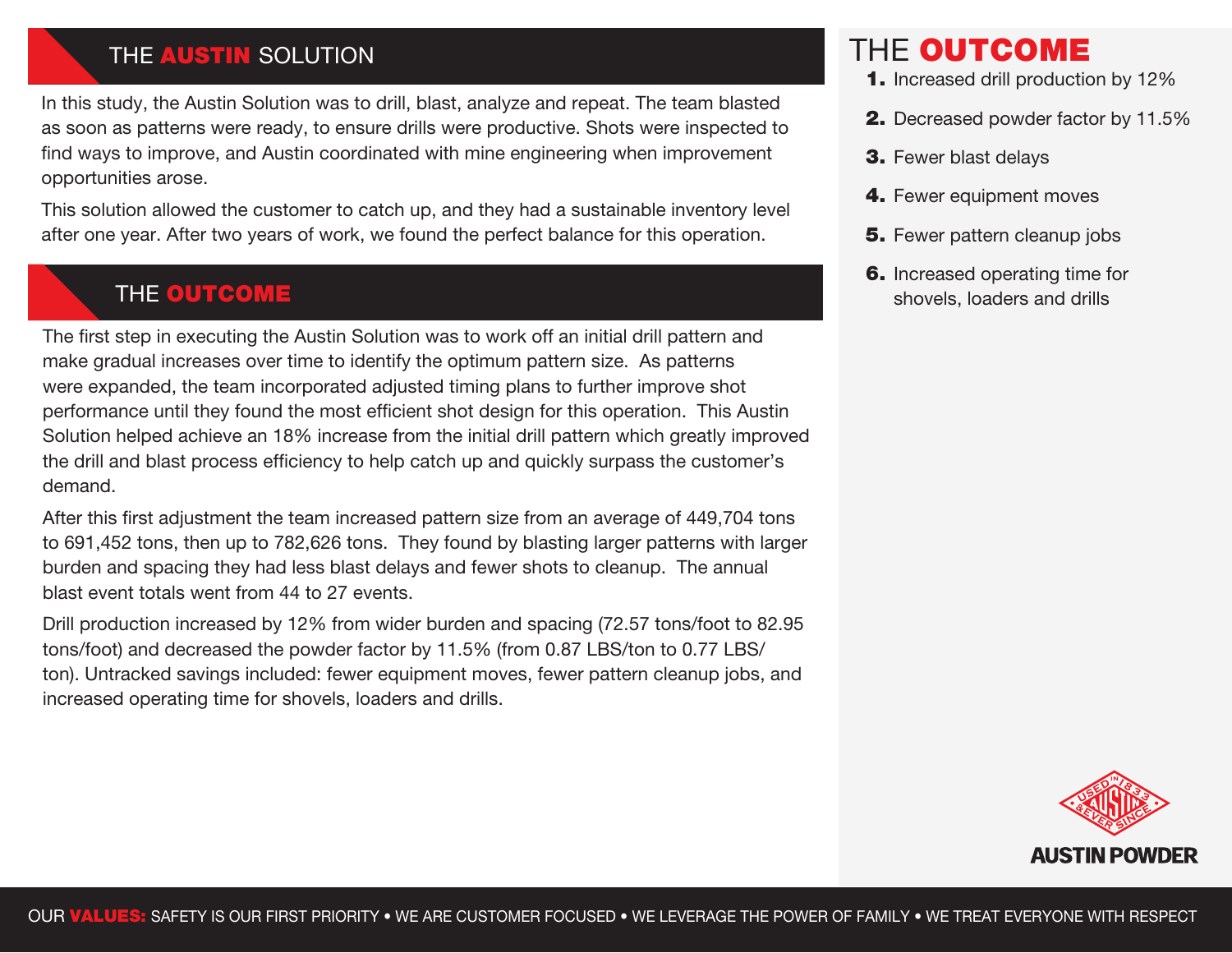## THE AUSTIN SOLUTION

In this study, the Austin Solution was to drill, blast, analyze and repeat. The team blasted as soon as patterns were ready, to ensure drills were productive. Shots were inspected to find ways to improve, and Austin coordinated with mine engineering when improvement opportunities arose.

This solution allowed the customer to catch up, and they had a sustainable inventory level after one year. After two years of work, we found the perfect balance for this operation.

## THE OUTCOME

The first step in executing the Austin Solution was to work off an initial drill pattern and make gradual increases over time to identify the optimum pattern size. As patterns were expanded, the team incorporated adjusted timing plans to further improve shot performance until they found the most efficient shot design for this operation. This Austin Solution helped achieve an 18% increase from the initial drill pattern which greatly improved the drill and blast process efficiency to help catch up and quickly surpass the customer's demand.

After this first adjustment the team increased pattern size from an average of 449,704 tons to 691,452 tons, then up to 782,626 tons. They found by blasting larger patterns with larger burden and spacing they had less blast delays and fewer shots to cleanup. The annual blast event totals went from 44 to 27 events.

Drill production increased by 12% from wider burden and spacing (72.57 tons/foot to 82.95 tons/foot) and decreased the powder factor by 11.5% (from 0.87 LBS/ton to 0.77 LBS/ton). Untracked savings included: fewer equipment moves, fewer pattern cleanup jobs, and increased operating time for shovels, loaders and drills.

## THE OUTCOME

1. Increased drill production by 12%
2. Decreased powder factor by 11.5%
3. Fewer blast delays
4. Fewer equipment moves
5. Fewer pattern cleanup jobs
6. Increased operating time for shovels, loaders and drills

USED IN 1833 & EVER SINCE AUSTIN

AUSTIN POWDER

OUR **VALUES:** SAFETY IS OUR FIRST PRIORITY • WE ARE CUSTOMER FOCUSED • WE LEVERAGE THE POWER OF FAMILY • WE TREAT EVERYONE WITH RESPECT